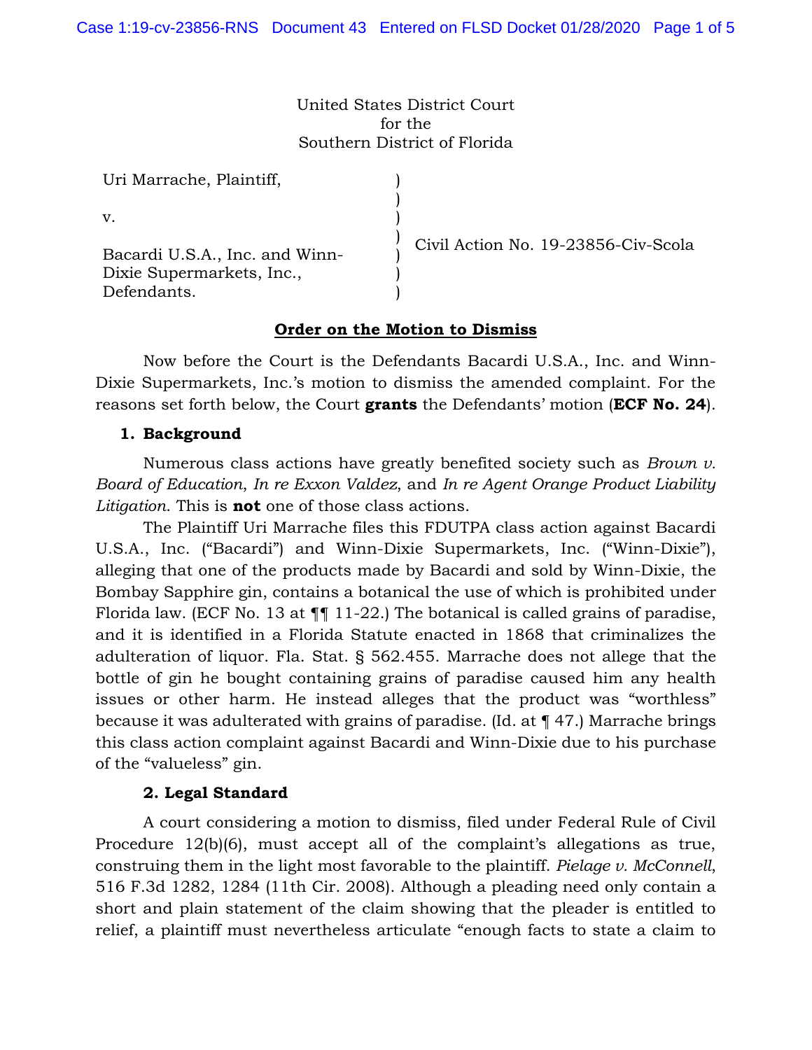United States District Court
for the
Southern District of Florida

| | | |
|---|---|---|
| Uri Marrache, Plaintiff,<br><br>v.<br><br>Bacardi U.S.A., Inc. and Winn-Dixie Supermarkets, Inc., Defendants. | ) | Civil Action No. 19-23856-Civ-Scola |

**<u>Order on the Motion to Dismiss</u>**

Now before the Court is the Defendants Bacardi U.S.A., Inc. and Winn-Dixie Supermarkets, Inc.'s motion to dismiss the amended complaint. For the reasons set forth below, the Court **grants** the Defendants' motion (**ECF No. 24**).

### 1. Background

Numerous class actions have greatly benefited society such as *Brown v. Board of Education*, *In re Exxon Valdez*, and *In re Agent Orange Product Liability Litigation*. This is **not** one of those class actions.

The Plaintiff Uri Marrache files this FDUTPA class action against Bacardi U.S.A., Inc. ("Bacardi") and Winn-Dixie Supermarkets, Inc. ("Winn-Dixie"), alleging that one of the products made by Bacardi and sold by Winn-Dixie, the Bombay Sapphire gin, contains a botanical the use of which is prohibited under Florida law. (ECF No. 13 at ¶¶ 11-22.) The botanical is called grains of paradise, and it is identified in a Florida Statute enacted in 1868 that criminalizes the adulteration of liquor. Fla. Stat. § 562.455. Marrache does not allege that the bottle of gin he bought containing grains of paradise caused him any health issues or other harm. He instead alleges that the product was "worthless" because it was adulterated with grains of paradise. (Id. at ¶ 47.) Marrache brings this class action complaint against Bacardi and Winn-Dixie due to his purchase of the "valueless" gin.

### 2. Legal Standard

A court considering a motion to dismiss, filed under Federal Rule of Civil Procedure 12(b)(6), must accept all of the complaint's allegations as true, construing them in the light most favorable to the plaintiff. *Pielage v. McConnell*, 516 F.3d 1282, 1284 (11th Cir. 2008). Although a pleading need only contain a short and plain statement of the claim showing that the pleader is entitled to relief, a plaintiff must nevertheless articulate "enough facts to state a claim to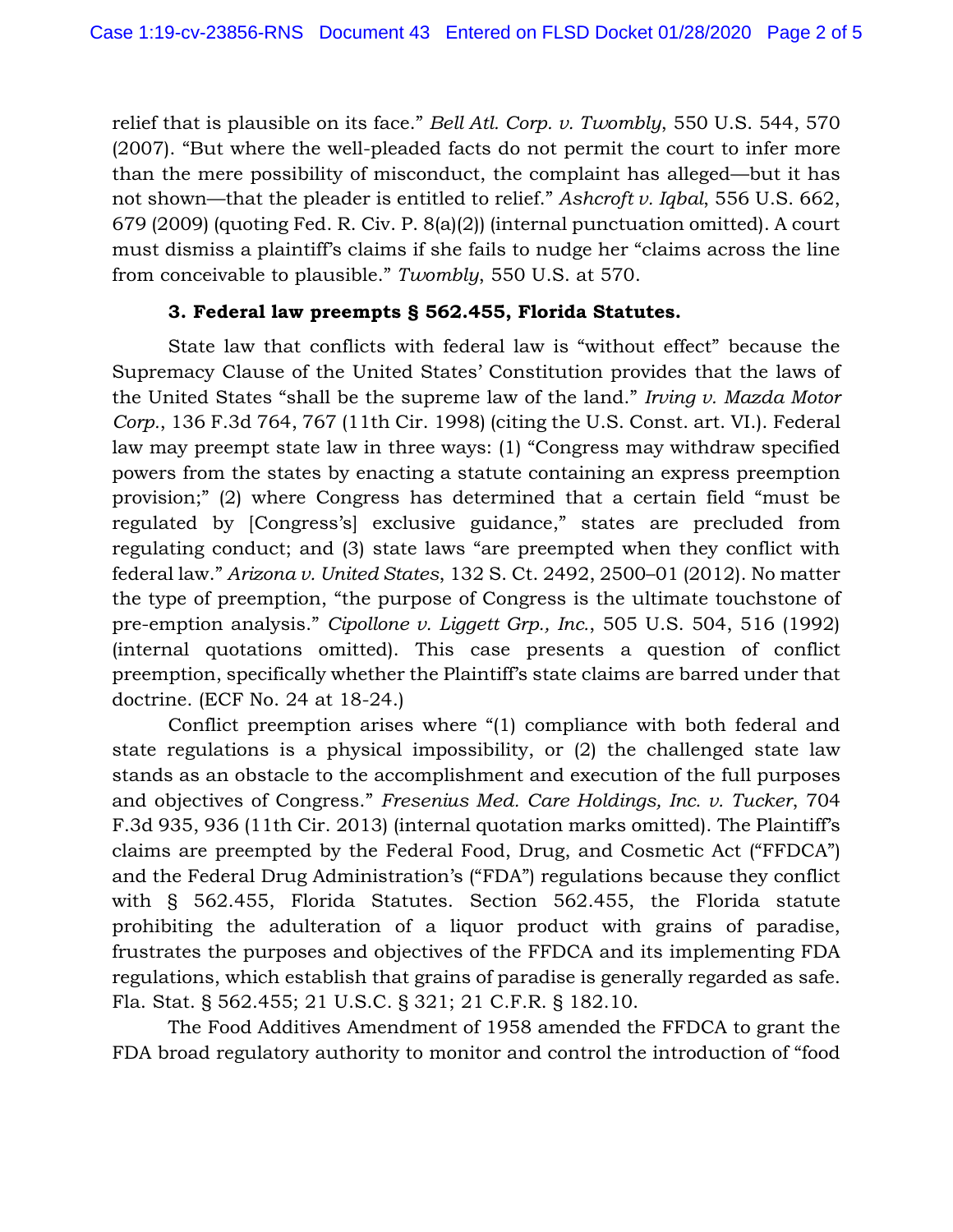relief that is plausible on its face." *Bell Atl. Corp. v. Twombly*, 550 U.S. 544, 570 (2007). "But where the well-pleaded facts do not permit the court to infer more than the mere possibility of misconduct, the complaint has alleged—but it has not shown—that the pleader is entitled to relief." *Ashcroft v. Iqbal*, 556 U.S. 662, 679 (2009) (quoting Fed. R. Civ. P. 8(a)(2)) (internal punctuation omitted). A court must dismiss a plaintiff's claims if she fails to nudge her "claims across the line from conceivable to plausible." *Twombly*, 550 U.S. at 570.

**3. Federal law preempts § 562.455, Florida Statutes.**

State law that conflicts with federal law is "without effect" because the Supremacy Clause of the United States' Constitution provides that the laws of the United States "shall be the supreme law of the land." *Irving v. Mazda Motor Corp.*, 136 F.3d 764, 767 (11th Cir. 1998) (citing the U.S. Const. art. VI.). Federal law may preempt state law in three ways: (1) "Congress may withdraw specified powers from the states by enacting a statute containing an express preemption provision;" (2) where Congress has determined that a certain field "must be regulated by [Congress's] exclusive guidance," states are precluded from regulating conduct; and (3) state laws "are preempted when they conflict with federal law." *Arizona v. United States*, 132 S. Ct. 2492, 2500–01 (2012). No matter the type of preemption, "the purpose of Congress is the ultimate touchstone of pre-emption analysis." *Cipollone v. Liggett Grp., Inc.*, 505 U.S. 504, 516 (1992) (internal quotations omitted). This case presents a question of conflict preemption, specifically whether the Plaintiff's state claims are barred under that doctrine. (ECF No. 24 at 18-24.)

Conflict preemption arises where "(1) compliance with both federal and state regulations is a physical impossibility, or (2) the challenged state law stands as an obstacle to the accomplishment and execution of the full purposes and objectives of Congress." *Fresenius Med. Care Holdings, Inc. v. Tucker*, 704 F.3d 935, 936 (11th Cir. 2013) (internal quotation marks omitted). The Plaintiff's claims are preempted by the Federal Food, Drug, and Cosmetic Act ("FFDCA") and the Federal Drug Administration's ("FDA") regulations because they conflict with § 562.455, Florida Statutes. Section 562.455, the Florida statute prohibiting the adulteration of a liquor product with grains of paradise, frustrates the purposes and objectives of the FFDCA and its implementing FDA regulations, which establish that grains of paradise is generally regarded as safe. Fla. Stat. § 562.455; 21 U.S.C. § 321; 21 C.F.R. § 182.10.

The Food Additives Amendment of 1958 amended the FFDCA to grant the FDA broad regulatory authority to monitor and control the introduction of "food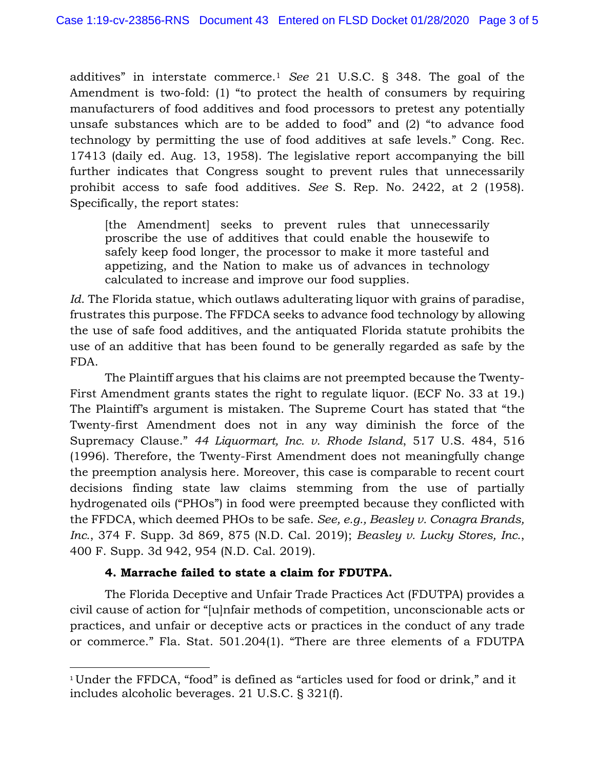additives" in interstate commerce.[1] *See* 21 U.S.C. § 348. The goal of the Amendment is two-fold: (1) "to protect the health of consumers by requiring manufacturers of food additives and food processors to pretest any potentially unsafe substances which are to be added to food" and (2) "to advance food technology by permitting the use of food additives at safe levels." Cong. Rec. 17413 (daily ed. Aug. 13, 1958). The legislative report accompanying the bill further indicates that Congress sought to prevent rules that unnecessarily prohibit access to safe food additives. *See* S. Rep. No. 2422, at 2 (1958). Specifically, the report states:

> [the Amendment] seeks to prevent rules that unnecessarily proscribe the use of additives that could enable the housewife to safely keep food longer, the processor to make it more tasteful and appetizing, and the Nation to make us of advances in technology calculated to increase and improve our food supplies.

*Id.* The Florida statue, which outlaws adulterating liquor with grains of paradise, frustrates this purpose. The FFDCA seeks to advance food technology by allowing the use of safe food additives, and the antiquated Florida statute prohibits the use of an additive that has been found to be generally regarded as safe by the FDA.

The Plaintiff argues that his claims are not preempted because the Twenty-First Amendment grants states the right to regulate liquor. (ECF No. 33 at 19.) The Plaintiff's argument is mistaken. The Supreme Court has stated that "the Twenty-first Amendment does not in any way diminish the force of the Supremacy Clause." *44 Liquormart, Inc. v. Rhode Island*, 517 U.S. 484, 516 (1996). Therefore, the Twenty-First Amendment does not meaningfully change the preemption analysis here. Moreover, this case is comparable to recent court decisions finding state law claims stemming from the use of partially hydrogenated oils ("PHOs") in food were preempted because they conflicted with the FFDCA, which deemed PHOs to be safe. *See, e.g., Beasley v. Conagra Brands, Inc.*, 374 F. Supp. 3d 869, 875 (N.D. Cal. 2019); *Beasley v. Lucky Stores, Inc.*, 400 F. Supp. 3d 942, 954 (N.D. Cal. 2019).

**4. Marrache failed to state a claim for FDUTPA.**

The Florida Deceptive and Unfair Trade Practices Act (FDUTPA) provides a civil cause of action for "[u]nfair methods of competition, unconscionable acts or practices, and unfair or deceptive acts or practices in the conduct of any trade or commerce." Fla. Stat. 501.204(1). "There are three elements of a FDUTPA

---

[1] Under the FFDCA, "food" is defined as "articles used for food or drink," and it includes alcoholic beverages. 21 U.S.C. § 321(f).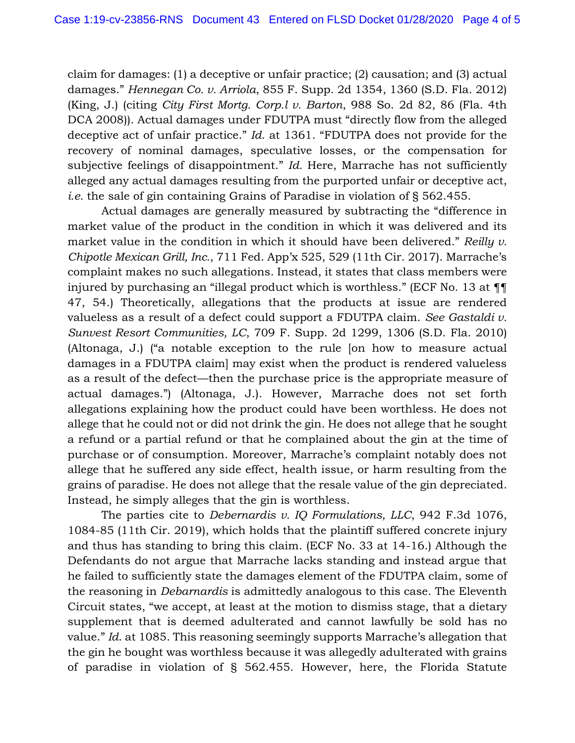claim for damages: (1) a deceptive or unfair practice; (2) causation; and (3) actual damages." *Hennegan Co. v. Arriola*, 855 F. Supp. 2d 1354, 1360 (S.D. Fla. 2012) (King, J.) (citing *City First Mortg. Corp.l v. Barton*, 988 So. 2d 82, 86 (Fla. 4th DCA 2008)). Actual damages under FDUTPA must "directly flow from the alleged deceptive act of unfair practice." *Id.* at 1361. "FDUTPA does not provide for the recovery of nominal damages, speculative losses, or the compensation for subjective feelings of disappointment." *Id.* Here, Marrache has not sufficiently alleged any actual damages resulting from the purported unfair or deceptive act, *i.e.* the sale of gin containing Grains of Paradise in violation of § 562.455.

Actual damages are generally measured by subtracting the "difference in market value of the product in the condition in which it was delivered and its market value in the condition in which it should have been delivered." *Reilly v. Chipotle Mexican Grill, Inc.*, 711 Fed. App'x 525, 529 (11th Cir. 2017). Marrache's complaint makes no such allegations. Instead, it states that class members were injured by purchasing an "illegal product which is worthless." (ECF No. 13 at ¶¶ 47, 54.) Theoretically, allegations that the products at issue are rendered valueless as a result of a defect could support a FDUTPA claim. *See Gastaldi v. Sunvest Resort Communities, LC*, 709 F. Supp. 2d 1299, 1306 (S.D. Fla. 2010) (Altonaga, J.) ("a notable exception to the rule [on how to measure actual damages in a FDUTPA claim] may exist when the product is rendered valueless as a result of the defect—then the purchase price is the appropriate measure of actual damages.") (Altonaga, J.). However, Marrache does not set forth allegations explaining how the product could have been worthless. He does not allege that he could not or did not drink the gin. He does not allege that he sought a refund or a partial refund or that he complained about the gin at the time of purchase or of consumption. Moreover, Marrache's complaint notably does not allege that he suffered any side effect, health issue, or harm resulting from the grains of paradise. He does not allege that the resale value of the gin depreciated. Instead, he simply alleges that the gin is worthless.

The parties cite to *Debernardis v. IQ Formulations, LLC*, 942 F.3d 1076, 1084-85 (11th Cir. 2019), which holds that the plaintiff suffered concrete injury and thus has standing to bring this claim. (ECF No. 33 at 14-16.) Although the Defendants do not argue that Marrache lacks standing and instead argue that he failed to sufficiently state the damages element of the FDUTPA claim, some of the reasoning in *Debarnardis* is admittedly analogous to this case. The Eleventh Circuit states, "we accept, at least at the motion to dismiss stage, that a dietary supplement that is deemed adulterated and cannot lawfully be sold has no value." *Id.* at 1085. This reasoning seemingly supports Marrache's allegation that the gin he bought was worthless because it was allegedly adulterated with grains of paradise in violation of § 562.455. However, here, the Florida Statute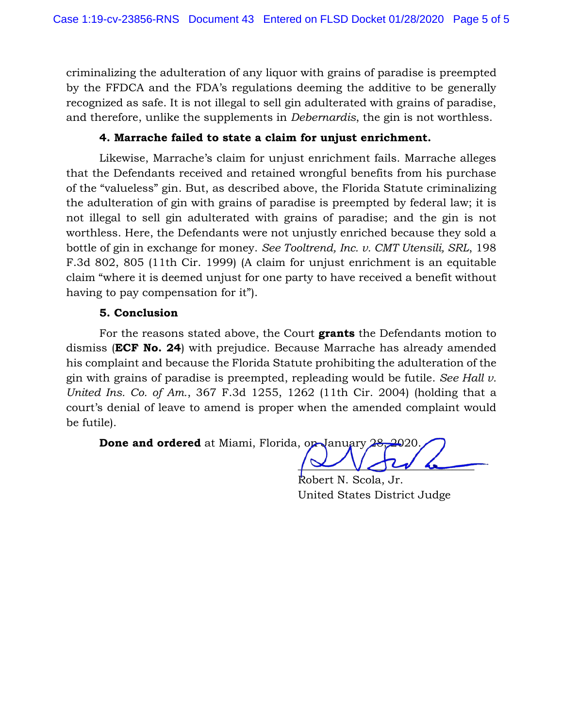criminalizing the adulteration of any liquor with grains of paradise is preempted by the FFDCA and the FDA's regulations deeming the additive to be generally recognized as safe. It is not illegal to sell gin adulterated with grains of paradise, and therefore, unlike the supplements in *Debernardis*, the gin is not worthless.

**4. Marrache failed to state a claim for unjust enrichment.**

Likewise, Marrache's claim for unjust enrichment fails. Marrache alleges that the Defendants received and retained wrongful benefits from his purchase of the "valueless" gin. But, as described above, the Florida Statute criminalizing the adulteration of gin with grains of paradise is preempted by federal law; it is not illegal to sell gin adulterated with grains of paradise; and the gin is not worthless. Here, the Defendants were not unjustly enriched because they sold a bottle of gin in exchange for money. *See Tooltrend, Inc. v. CMT Utensili, SRL*, 198 F.3d 802, 805 (11th Cir. 1999) (A claim for unjust enrichment is an equitable claim "where it is deemed unjust for one party to have received a benefit without having to pay compensation for it").

**5. Conclusion**

For the reasons stated above, the Court **grants** the Defendants motion to dismiss (**ECF No. 24**) with prejudice. Because Marrache has already amended his complaint and because the Florida Statute prohibiting the adulteration of the gin with grains of paradise is preempted, repleading would be futile. *See Hall v. United Ins. Co. of Am.*, 367 F.3d 1255, 1262 (11th Cir. 2004) (holding that a court's denial of leave to amend is proper when the amended complaint would be futile).

**Done and ordered** at Miami, Florida, on January 28, 2020.

Robert N. Scola, Jr.
United States District Judge